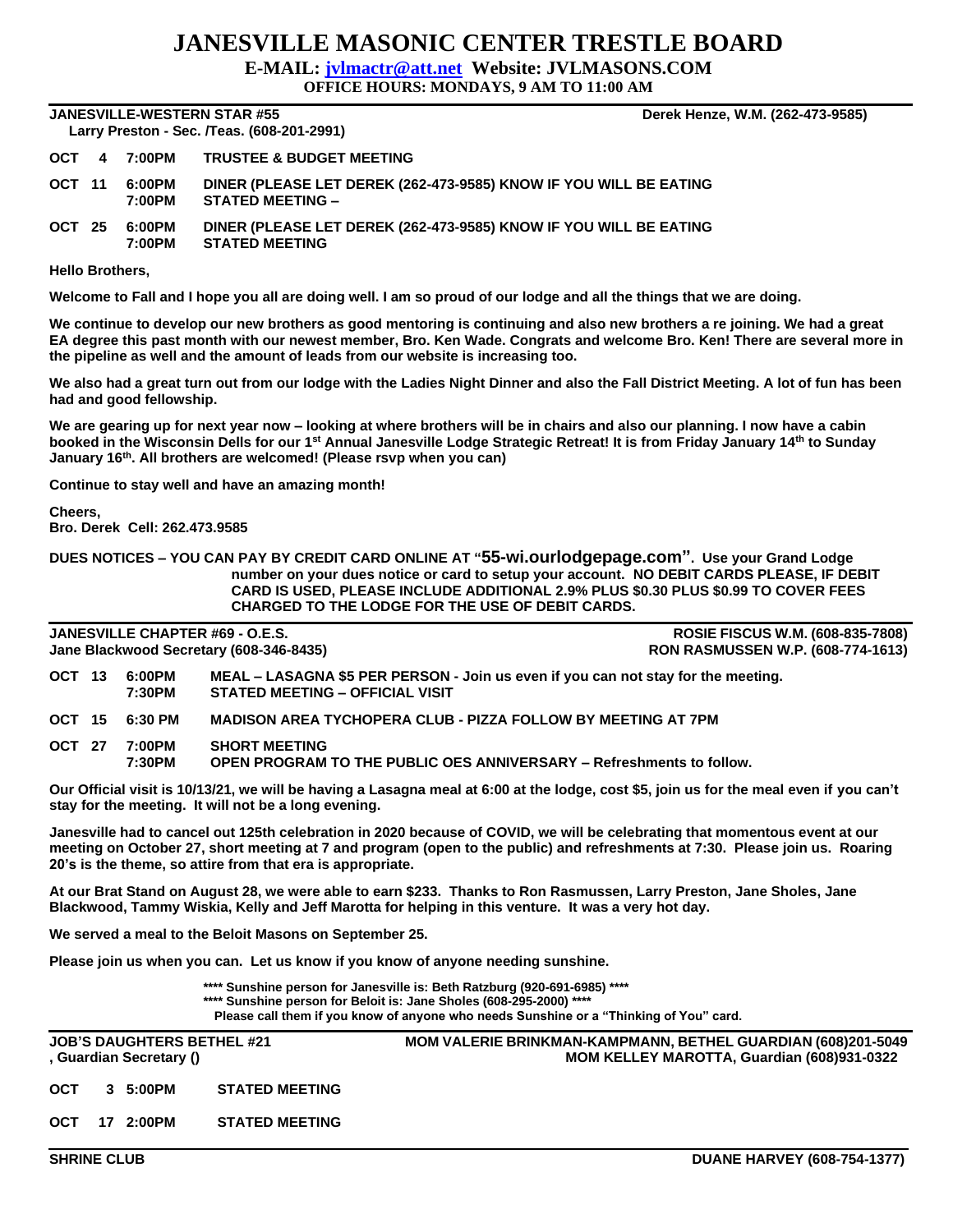# JANESVILLE MASONIC CENTER TRESTLE BOARD

**E-MAIL: jvlmactr@att.net Website: JVLMASONS.COM**

**OFFICE HOURS: MONDAYS, 9 AM TO 11:00 AM**

---

**JANESVILLE-WESTERN STAR #55** — **Derek Henze, W.M. (262-473-9585)**

**Larry Preston - Sec. /Teas. (608-201-2991)**

| | | |
|---|---|---|
| **OCT 4** | **7:00PM** | **TRUSTEE & BUDGET MEETING** |
| **OCT 11** | **6:00PM** | **DINER (PLEASE LET DEREK (262-473-9585) KNOW IF YOU WILL BE EATING** |
| | **7:00PM** | **STATED MEETING –** |
| **OCT 25** | **6:00PM** | **DINER (PLEASE LET DEREK (262-473-9585) KNOW IF YOU WILL BE EATING** |
| | **7:00PM** | **STATED MEETING** |

**Hello Brothers,**

**Welcome to Fall and I hope you all are doing well. I am so proud of our lodge and all the things that we are doing.**

**We continue to develop our new brothers as good mentoring is continuing and also new brothers a re joining. We had a great EA degree this past month with our newest member, Bro. Ken Wade. Congrats and welcome Bro. Ken! There are several more in the pipeline as well and the amount of leads from our website is increasing too.**

**We also had a great turn out from our lodge with the Ladies Night Dinner and also the Fall District Meeting. A lot of fun has been had and good fellowship.**

**We are gearing up for next year now – looking at where brothers will be in chairs and also our planning. I now have a cabin booked in the Wisconsin Dells for our 1st Annual Janesville Lodge Strategic Retreat! It is from Friday January 14th to Sunday January 16th. All brothers are welcomed! (Please rsvp when you can)**

**Continue to stay well and have an amazing month!**

**Cheers,**
**Bro. Derek Cell: 262.473.9585**

**DUES NOTICES – YOU CAN PAY BY CREDIT CARD ONLINE AT "55-wi.ourlodgepage.com". Use your Grand Lodge number on your dues notice or card to setup your account. NO DEBIT CARDS PLEASE, IF DEBIT CARD IS USED, PLEASE INCLUDE ADDITIONAL 2.9% PLUS $0.30 PLUS $0.99 TO COVER FEES CHARGED TO THE LODGE FOR THE USE OF DEBIT CARDS.**

---

**JANESVILLE CHAPTER #69 - O.E.S.** — **ROSIE FISCUS W.M. (608-835-7808)**

**Jane Blackwood Secretary (608-346-8435)** — **RON RASMUSSEN W.P. (608-774-1613)**

| | | |
|---|---|---|
| **OCT 13** | **6:00PM** | **MEAL – LASAGNA $5 PER PERSON - Join us even if you can not stay for the meeting.** |
| | **7:30PM** | **STATED MEETING – OFFICIAL VISIT** |
| **OCT 15** | **6:30 PM** | **MADISON AREA TYCHOPERA CLUB - PIZZA FOLLOW BY MEETING AT 7PM** |
| **OCT 27** | **7:00PM** | **SHORT MEETING** |
| | **7:30PM** | **OPEN PROGRAM TO THE PUBLIC OES ANNIVERSARY – Refreshments to follow.** |

**Our Official visit is 10/13/21, we will be having a Lasagna meal at 6:00 at the lodge, cost $5, join us for the meal even if you can't stay for the meeting. It will not be a long evening.**

**Janesville had to cancel out 125th celebration in 2020 because of COVID, we will be celebrating that momentous event at our meeting on October 27, short meeting at 7 and program (open to the public) and refreshments at 7:30. Please join us. Roaring 20's is the theme, so attire from that era is appropriate.**

**At our Brat Stand on August 28, we were able to earn $233. Thanks to Ron Rasmussen, Larry Preston, Jane Sholes, Jane Blackwood, Tammy Wiskia, Kelly and Jeff Marotta for helping in this venture. It was a very hot day.**

**We served a meal to the Beloit Masons on September 25.**

**Please join us when you can. Let us know if you know of anyone needing sunshine.**

**\*\*\*\* Sunshine person for Janesville is: Beth Ratzburg (920-691-6985) \*\*\*\***
**\*\*\*\* Sunshine person for Beloit is: Jane Sholes (608-295-2000) \*\*\*\***
**Please call them if you know of anyone who needs Sunshine or a "Thinking of You" card.**

---

**JOB'S DAUGHTERS BETHEL #21** — **MOM VALERIE BRINKMAN-KAMPMANN, BETHEL GUARDIAN (608)201-5049**

**, Guardian Secretary ()** — **MOM KELLEY MAROTTA, Guardian (608)931-0322**

| | | |
|---|---|---|
| **OCT 3** | **5:00PM** | **STATED MEETING** |
| **OCT 17** | **2:00PM** | **STATED MEETING** |

---

**SHRINE CLUB** — **DUANE HARVEY (608-754-1377)**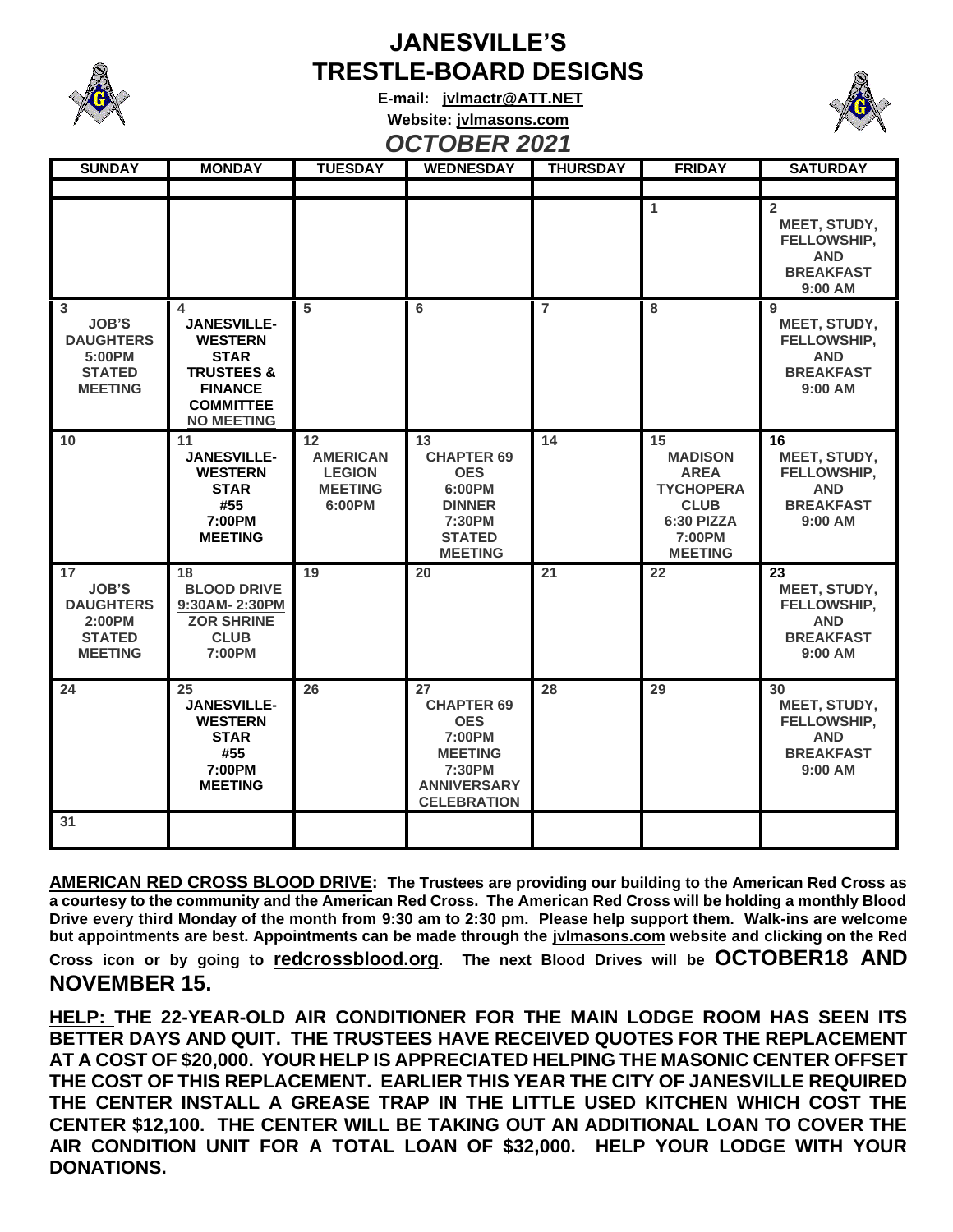# JANESVILLE'S TRESTLE-BOARD DESIGNS

**E-mail: jvlmactr@ATT.NET**

**Website: jvlmasons.com**

## *OCTOBER 2021*

| SUNDAY | MONDAY | TUESDAY | WEDNESDAY | THURSDAY | FRIDAY | SATURDAY |
|---|---|---|---|---|---|---|
| | | | | | 1 | 2 MEET, STUDY, FELLOWSHIP, AND BREAKFAST 9:00 AM |
| 3 JOB'S DAUGHTERS 5:00PM STATED MEETING | 4 JANESVILLE-WESTERN STAR TRUSTEES & FINANCE COMMITTEE NO MEETING | 5 | 6 | 7 | 8 | 9 MEET, STUDY, FELLOWSHIP, AND BREAKFAST 9:00 AM |
| 10 | 11 JANESVILLE-WESTERN STAR #55 7:00PM MEETING | 12 AMERICAN LEGION MEETING 6:00PM | 13 CHAPTER 69 OES 6:00PM DINNER 7:30PM STATED MEETING | 14 | 15 MADISON AREA TYCHOPERA CLUB 6:30 PIZZA 7:00PM MEETING | 16 MEET, STUDY, FELLOWSHIP, AND BREAKFAST 9:00 AM |
| 17 JOB'S DAUGHTERS 2:00PM STATED MEETING | 18 BLOOD DRIVE 9:30AM- 2:30PM ZOR SHRINE CLUB 7:00PM | 19 | 20 | 21 | 22 | 23 MEET, STUDY, FELLOWSHIP, AND BREAKFAST 9:00 AM |
| 24 | 25 JANESVILLE-WESTERN STAR #55 7:00PM MEETING | 26 | 27 CHAPTER 69 OES 7:00PM MEETING 7:30PM ANNIVERSARY CELEBRATION | 28 | 29 | 30 MEET, STUDY, FELLOWSHIP, AND BREAKFAST 9:00 AM |
| 31 | | | | | | |

**AMERICAN RED CROSS BLOOD DRIVE: The Trustees are providing our building to the American Red Cross as a courtesy to the community and the American Red Cross. The American Red Cross will be holding a monthly Blood Drive every third Monday of the month from 9:30 am to 2:30 pm. Please help support them. Walk-ins are welcome but appointments are best. Appointments can be made through the jvlmasons.com website and clicking on the Red Cross icon or by going to redcrossblood.org. The next Blood Drives will be OCTOBER18 AND NOVEMBER 15.**

**HELP: THE 22-YEAR-OLD AIR CONDITIONER FOR THE MAIN LODGE ROOM HAS SEEN ITS BETTER DAYS AND QUIT. THE TRUSTEES HAVE RECEIVED QUOTES FOR THE REPLACEMENT AT A COST OF $20,000. YOUR HELP IS APPRECIATED HELPING THE MASONIC CENTER OFFSET THE COST OF THIS REPLACEMENT. EARLIER THIS YEAR THE CITY OF JANESVILLE REQUIRED THE CENTER INSTALL A GREASE TRAP IN THE LITTLE USED KITCHEN WHICH COST THE CENTER $12,100. THE CENTER WILL BE TAKING OUT AN ADDITIONAL LOAN TO COVER THE AIR CONDITION UNIT FOR A TOTAL LOAN OF $32,000. HELP YOUR LODGE WITH YOUR DONATIONS.**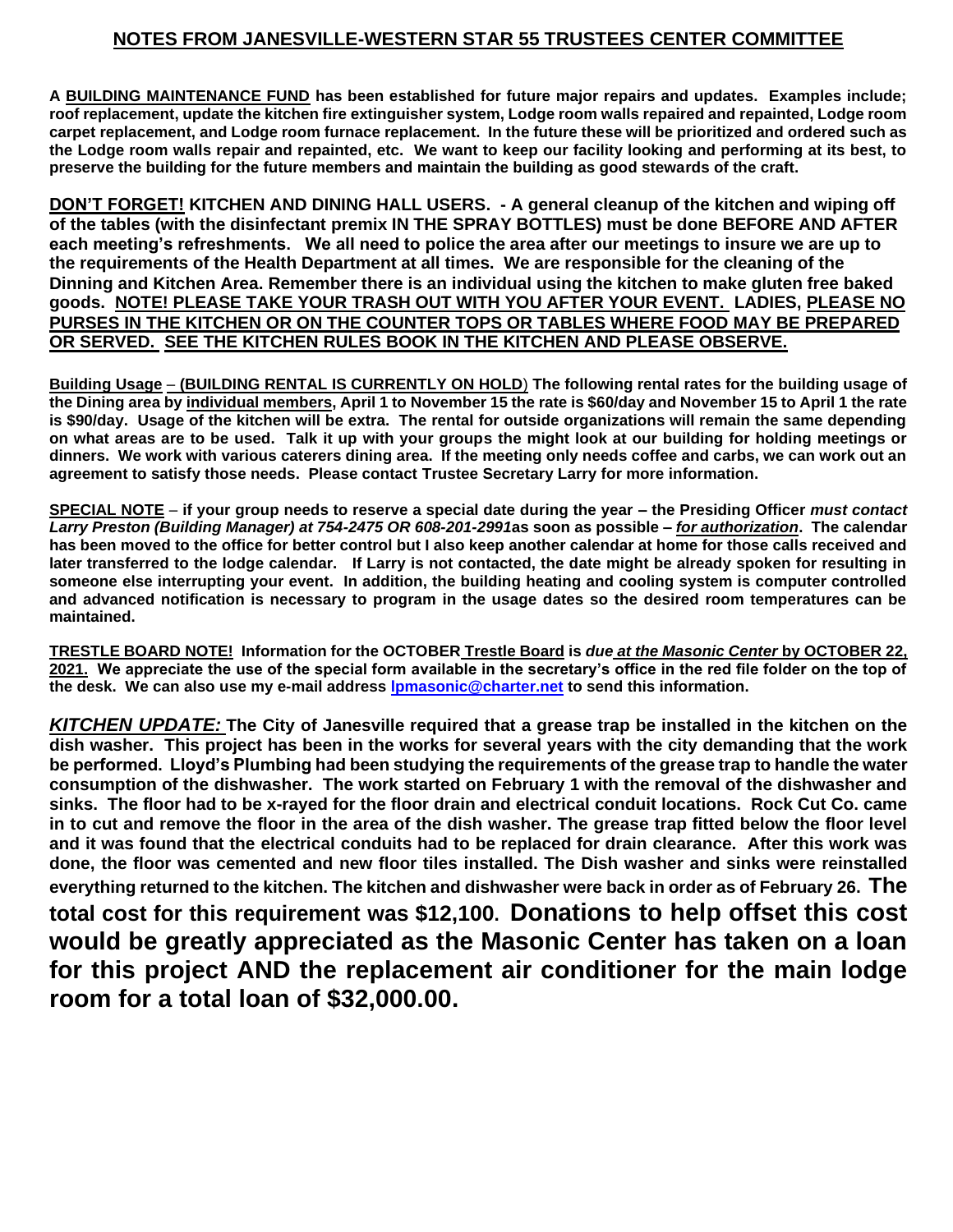## NOTES FROM JANESVILLE-WESTERN STAR 55 TRUSTEES CENTER COMMITTEE

**A <u>BUILDING MAINTENANCE FUND</u> has been established for future major repairs and updates. Examples include; roof replacement, update the kitchen fire extinguisher system, Lodge room walls repaired and repainted, Lodge room carpet replacement, and Lodge room furnace replacement. In the future these will be prioritized and ordered such as the Lodge room walls repair and repainted, etc. We want to keep our facility looking and performing at its best, to preserve the building for the future members and maintain the building as good stewards of the craft.**

**<u>DON'T FORGET!</u> KITCHEN AND DINING HALL USERS. - A general cleanup of the kitchen and wiping off of the tables (with the disinfectant premix IN THE SPRAY BOTTLES) must be done BEFORE AND AFTER each meeting's refreshments. We all need to police the area after our meetings to insure we are up to the requirements of the Health Department at all times. We are responsible for the cleaning of the Dinning and Kitchen Area. Remember there is an individual using the kitchen to make gluten free baked goods. <u>NOTE! PLEASE TAKE YOUR TRASH OUT WITH YOU AFTER YOUR EVENT.</u> LADIES, <u>PLEASE NO PURSES IN THE KITCHEN OR ON THE COUNTER TOPS OR TABLES WHERE FOOD MAY BE PREPARED OR SERVED. SEE THE KITCHEN RULES BOOK IN THE KITCHEN AND PLEASE OBSERVE.</u>**

**<u>Building Usage</u> – (<u>BUILDING RENTAL IS CURRENTLY ON HOLD</u>) The following rental rates for the building usage of the Dining area by <u>individual members</u>, April 1 to November 15 the rate is $60/day and November 15 to April 1 the rate is $90/day. Usage of the kitchen will be extra. The rental for outside organizations will remain the same depending on what areas are to be used. Talk it up with your groups the might look at our building for holding meetings or dinners. We work with various caterers dining area. If the meeting only needs coffee and carbs, we can work out an agreement to satisfy those needs. Please contact Trustee Secretary Larry for more information.**

**<u>SPECIAL NOTE</u> – if your group needs to reserve a special date during the year – the Presiding Officer *must contact Larry Preston (Building Manager) at 754-2475 OR 608-201-2991*as soon as possible – *<u>for authorization</u>*. The calendar has been moved to the office for better control but I also keep another calendar at home for those calls received and later transferred to the lodge calendar. If Larry is not contacted, the date might be already spoken for resulting in someone else interrupting your event. In addition, the building heating and cooling system is computer controlled and advanced notification is necessary to program in the usage dates so the desired room temperatures can be maintained.**

**<u>TRESTLE BOARD NOTE!</u> Information for the OCTOBER <u>Trestle Board</u> is *due <u>at the Masonic Center</u>* by OCTOBER 22, <u>2021.</u> We appreciate the use of the special form available in the secretary's office in the red file folder on the top of the desk. We can also use my e-mail address [lpmasonic@charter.net](mailto:lpmasonic@charter.net) to send this information.**

***<u>KITCHEN UPDATE:</u>* The City of Janesville required that a grease trap be installed in the kitchen on the dish washer. This project has been in the works for several years with the city demanding that the work be performed. Lloyd's Plumbing had been studying the requirements of the grease trap to handle the water consumption of the dishwasher. The work started on February 1 with the removal of the dishwasher and sinks. The floor had to be x-rayed for the floor drain and electrical conduit locations. Rock Cut Co. came in to cut and remove the floor in the area of the dish washer. The grease trap fitted below the floor level and it was found that the electrical conduits had to be replaced for drain clearance. After this work was done, the floor was cemented and new floor tiles installed. The Dish washer and sinks were reinstalled everything returned to the kitchen. The kitchen and dishwasher were back in order as of February 26. The total cost for this requirement was $12,100. Donations to help offset this cost would be greatly appreciated as the Masonic Center has taken on a loan for this project AND the replacement air conditioner for the main lodge room for a total loan of $32,000.00.**